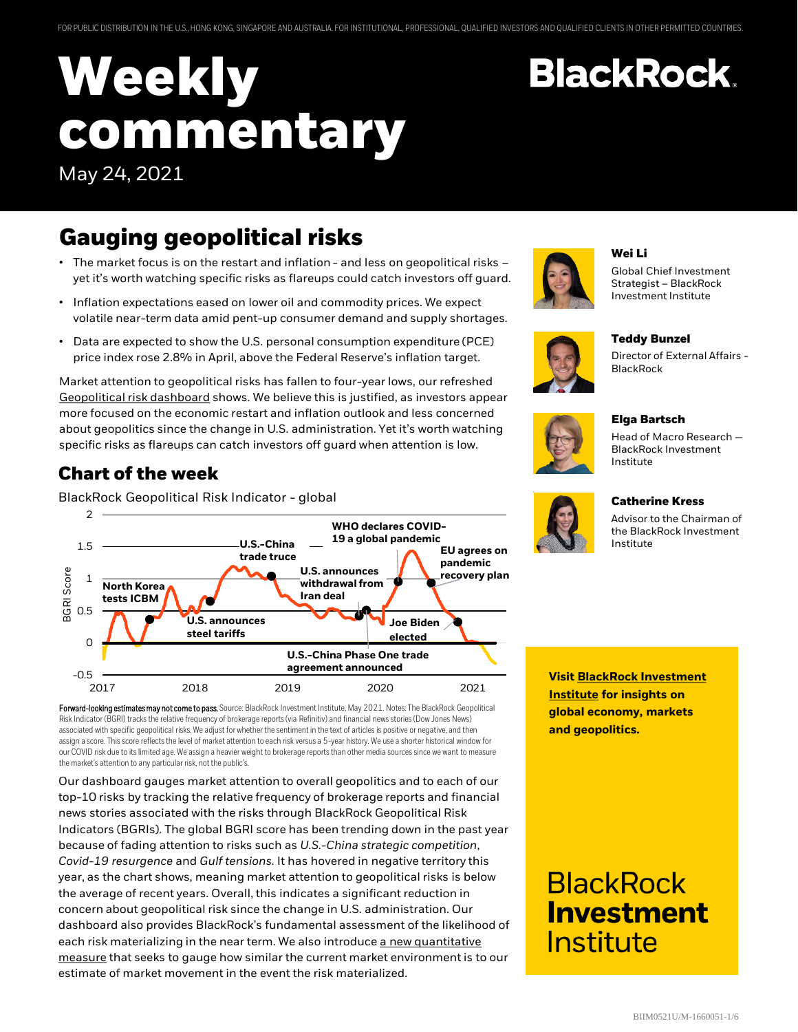FOR PUBLIC DISTRIBUTION IN THE U.S., HONG KONG, SINGAPORE AND AUSTRALIA. FOR INSTITUTIONAL, PROFESSIONAL, QUALIFIED INVESTORS AND QUALIFIED CLIENTS IN OTHER PERMITTED COUNTRIES.

# Weekly commentary

May 24, 2021

BlackRock

## Gauging geopolitical risks

- The market focus is on the restart and inflation - and less on geopolitical risks – yet it's worth watching specific risks as flareups could catch investors off guard.
- Inflation expectations eased on lower oil and commodity prices. We expect volatile near-term data amid pent-up consumer demand and supply shortages.
- Data are expected to show the U.S. personal consumption expenditure (PCE) price index rose 2.8% in April, above the Federal Reserve's inflation target.

Market attention to geopolitical risks has fallen to four-year lows, our refreshed Geopolitical risk dashboard shows. We believe this is justified, as investors appear more focused on the economic restart and inflation outlook and less concerned about geopolitics since the change in U.S. administration. Yet it's worth watching specific risks as flareups can catch investors off guard when attention is low.

### Chart of the week

BlackRock Geopolitical Risk Indicator - global

Chart annotations: North Korea tests ICBM; U.S. announces steel tariffs; U.S.-China trade truce; U.S. announces withdrawal from Iran deal; U.S.-China Phase One trade agreement announced; WHO declares COVID-19 a global pandemic; EU agrees on pandemic recovery plan; Joe Biden elected. Y-axis: BGRI Score (-0.5 to 2); X-axis: 2017–2021.

**Forward-looking estimates may not come to pass.** Source: BlackRock Investment Institute, May 2021. Notes: The BlackRock Geopolitical Risk Indicator (BGRI) tracks the relative frequency of brokerage reports (via Refinitiv) and financial news stories (Dow Jones News) associated with specific geopolitical risks. We adjust for whether the sentiment in the text of articles is positive or negative, and then assign a score. This score reflects the level of market attention to each risk versus a 5-year history. We use a shorter historical window for our COVID risk due to its limited age. We assign a heavier weight to brokerage reports than other media sources since we want to measure the market's attention to any particular risk, not the public's.

Our dashboard gauges market attention to overall geopolitics and to each of our top-10 risks by tracking the relative frequency of brokerage reports and financial news stories associated with the risks through BlackRock Geopolitical Risk Indicators (BGRIs). The global BGRI score has been trending down in the past year because of fading attention to risks such as *U.S.-China strategic competition*, *Covid-19 resurgence* and *Gulf tensions*. It has hovered in negative territory this year, as the chart shows, meaning market attention to geopolitical risks is below the average of recent years. Overall, this indicates a significant reduction in concern about geopolitical risk since the change in U.S. administration. Our dashboard also provides BlackRock's fundamental assessment of the likelihood of each risk materializing in the near term. We also introduce a new quantitative measure that seeks to gauge how similar the current market environment is to our estimate of market movement in the event the risk materialized.

**Wei Li**
Global Chief Investment Strategist – BlackRock Investment Institute

**Teddy Bunzel**
Director of External Affairs - BlackRock

**Elga Bartsch**
Head of Macro Research — BlackRock Investment Institute

**Catherine Kress**
Advisor to the Chairman of the BlackRock Investment Institute

**Visit BlackRock Investment Institute for insights on global economy, markets and geopolitics.**

BlackRock **Investment** Institute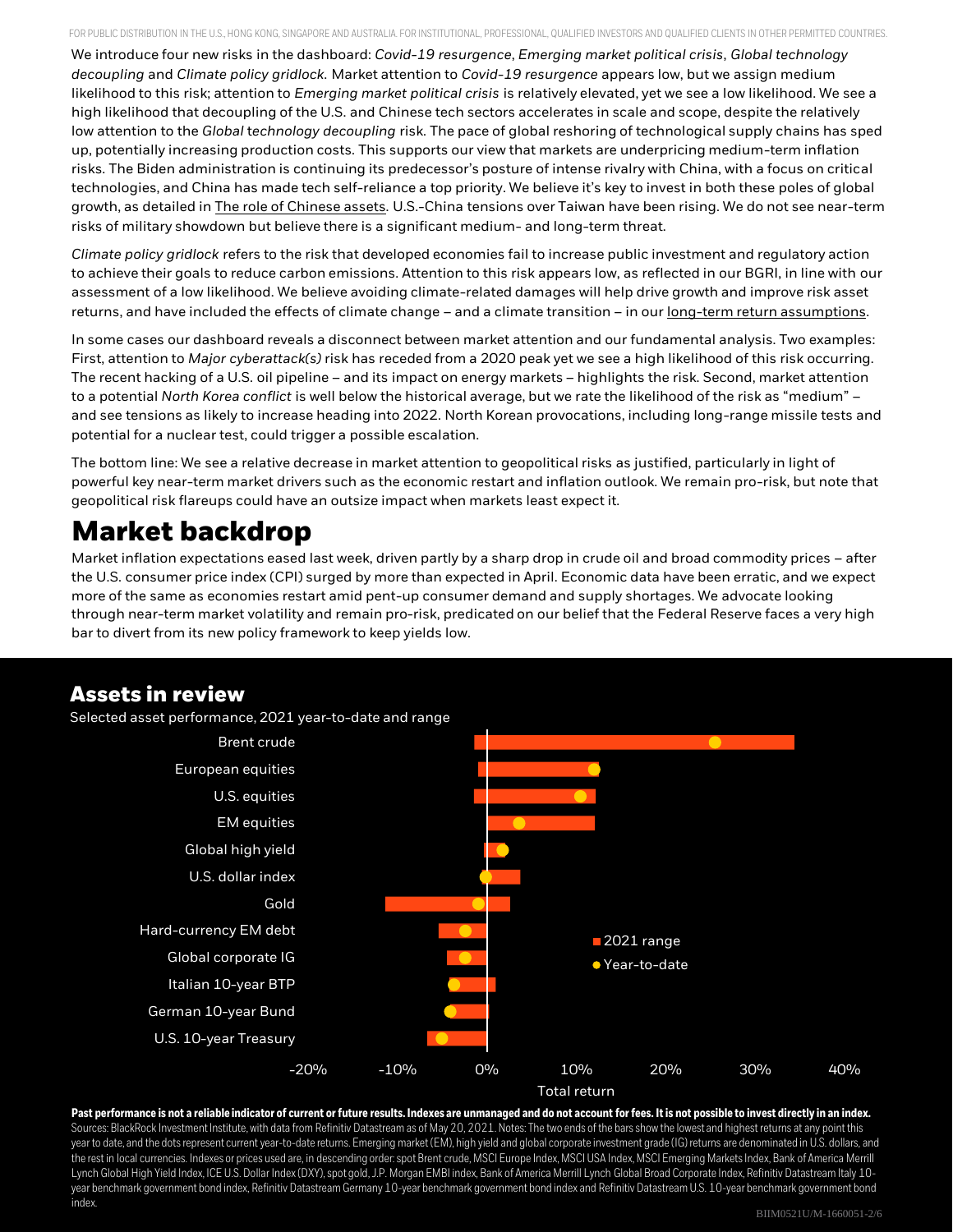We introduce four new risks in the dashboard: *Covid-19 resurgence*, *Emerging market political crisis*, *Global technology decoupling* and *Climate policy gridlock*. Market attention to *Covid-19 resurgence* appears low, but we assign medium likelihood to this risk; attention to *Emerging market political crisis* is relatively elevated, yet we see a low likelihood. We see a high likelihood that decoupling of the U.S. and Chinese tech sectors accelerates in scale and scope, despite the relatively low attention to the *Global technology decoupling* risk. The pace of global reshoring of technological supply chains has sped up, potentially increasing production costs. This supports our view that markets are underpricing medium-term inflation risks. The Biden administration is continuing its predecessor's posture of intense rivalry with China, with a focus on critical technologies, and China has made tech self-reliance a top priority. We believe it's key to invest in both these poles of global growth, as detailed in The role of Chinese assets. U.S.-China tensions over Taiwan have been rising. We do not see near-term risks of military showdown but believe there is a significant medium- and long-term threat.

*Climate policy gridlock* refers to the risk that developed economies fail to increase public investment and regulatory action to achieve their goals to reduce carbon emissions. Attention to this risk appears low, as reflected in our BGRI, in line with our assessment of a low likelihood. We believe avoiding climate-related damages will help drive growth and improve risk asset returns, and have included the effects of climate change – and a climate transition – in our long-term return assumptions.

In some cases our dashboard reveals a disconnect between market attention and our fundamental analysis. Two examples: First, attention to *Major cyberattack(s)* risk has receded from a 2020 peak yet we see a high likelihood of this risk occurring. The recent hacking of a U.S. oil pipeline – and its impact on energy markets – highlights the risk. Second, market attention to a potential *North Korea conflict* is well below the historical average, but we rate the likelihood of the risk as "medium" – and see tensions as likely to increase heading into 2022. North Korean provocations, including long-range missile tests and potential for a nuclear test, could trigger a possible escalation.

The bottom line: We see a relative decrease in market attention to geopolitical risks as justified, particularly in light of powerful key near-term market drivers such as the economic restart and inflation outlook. We remain pro-risk, but note that geopolitical risk flareups could have an outsize impact when markets least expect it.

# Market backdrop

Market inflation expectations eased last week, driven partly by a sharp drop in crude oil and broad commodity prices – after the U.S. consumer price index (CPI) surged by more than expected in April. Economic data have been erratic, and we expect more of the same as economies restart amid pent-up consumer demand and supply shortages. We advocate looking through near-term market volatility and remain pro-risk, predicated on our belief that the Federal Reserve faces a very high bar to divert from its new policy framework to keep yields low.

## Assets in review

Selected asset performance, 2021 year-to-date and range

| Asset | 2021 range (approx.) | Year-to-date (approx.) |
|---|---|---|
| Brent crude | -1.5% to 34.5% | 25.5% |
| European equities | -1% to 12% | 12% |
| U.S. equities | -1.5% to 12% | 10.5% |
| EM equities | 0% to 12% | 3.5% |
| Global high yield | -0.5% to 2% | 1.5% |
| U.S. dollar index | -0.5% to 3.5% | -0.5% |
| Gold | -11.5% to 2.5% | -1% |
| Hard-currency EM debt | -5.5% to 0% | -2.5% |
| Global corporate IG | -4.5% to 0% | -2.5% |
| Italian 10-year BTP | -4% to 1% | -4% |
| German 10-year Bund | -4% to 0% | -4% |
| U.S. 10-year Treasury | -6.5% to 0% | -5% |

Total return

**Past performance is not a reliable indicator of current or future results. Indexes are unmanaged and do not account for fees. It is not possible to invest directly in an index.**
Sources: BlackRock Investment Institute, with data from Refinitiv Datastream as of May 20, 2021. Notes: The two ends of the bars show the lowest and highest returns at any point this year to date, and the dots represent current year-to-date returns. Emerging market (EM), high yield and global corporate investment grade (IG) returns are denominated in U.S. dollars, and the rest in local currencies. Indexes or prices used are, in descending order: spot Brent crude, MSCI Europe Index, MSCI USA Index, MSCI Emerging Markets Index, Bank of America Merrill Lynch Global High Yield Index, ICE U.S. Dollar Index (DXY), spot gold, J.P. Morgan EMBI index, Bank of America Merrill Lynch Global Broad Corporate Index, Refinitiv Datastream Italy 10-year benchmark government bond index, Refinitiv Datastream Germany 10-year benchmark government bond index and Refinitiv Datastream U.S. 10-year benchmark government bond index.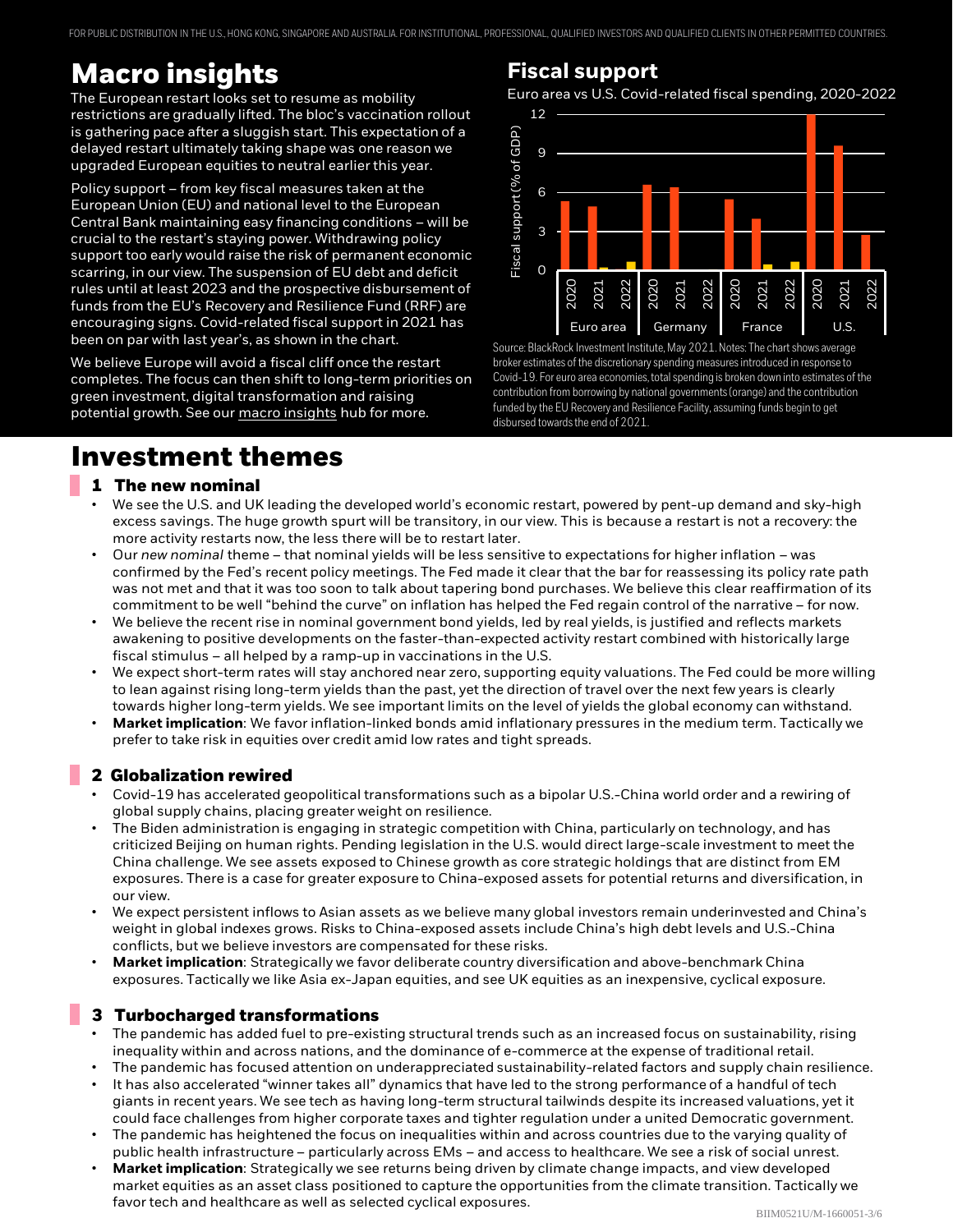# Macro insights

The European restart looks set to resume as mobility restrictions are gradually lifted. The bloc's vaccination rollout is gathering pace after a sluggish start. This expectation of a delayed restart ultimately taking shape was one reason we upgraded European equities to neutral earlier this year.

Policy support – from key fiscal measures taken at the European Union (EU) and national level to the European Central Bank maintaining easy financing conditions – will be crucial to the restart's staying power. Withdrawing policy support too early would raise the risk of permanent economic scarring, in our view. The suspension of EU debt and deficit rules until at least 2023 and the prospective disbursement of funds from the EU's Recovery and Resilience Fund (RRF) are encouraging signs. Covid-related fiscal support in 2021 has been on par with last year's, as shown in the chart.

We believe Europe will avoid a fiscal cliff once the restart completes. The focus can then shift to long-term priorities on green investment, digital transformation and raising potential growth. See our macro insights hub for more.

## Fiscal support

Euro area vs U.S. Covid-related fiscal spending, 2020-2022

Source: BlackRock Investment Institute, May 2021. Notes: The chart shows average broker estimates of the discretionary spending measures introduced in response to Covid-19. For euro area economies, total spending is broken down into estimates of the contribution from borrowing by national governments (orange) and the contribution funded by the EU Recovery and Resilience Facility, assuming funds begin to get disbursed towards the end of 2021.

# Investment themes

## 1 The new nominal

- We see the U.S. and UK leading the developed world's economic restart, powered by pent-up demand and sky-high excess savings. The huge growth spurt will be transitory, in our view. This is because a restart is not a recovery: the more activity restarts now, the less there will be to restart later.
- Our *new nominal* theme – that nominal yields will be less sensitive to expectations for higher inflation – was confirmed by the Fed's recent policy meetings. The Fed made it clear that the bar for reassessing its policy rate path was not met and that it was too soon to talk about tapering bond purchases. We believe this clear reaffirmation of its commitment to be well "behind the curve" on inflation has helped the Fed regain control of the narrative – for now.
- We believe the recent rise in nominal government bond yields, led by real yields, is justified and reflects markets awakening to positive developments on the faster-than-expected activity restart combined with historically large fiscal stimulus – all helped by a ramp-up in vaccinations in the U.S.
- We expect short-term rates will stay anchored near zero, supporting equity valuations. The Fed could be more willing to lean against rising long-term yields than the past, yet the direction of travel over the next few years is clearly towards higher long-term yields. We see important limits on the level of yields the global economy can withstand.
- **Market implication**: We favor inflation-linked bonds amid inflationary pressures in the medium term. Tactically we prefer to take risk in equities over credit amid low rates and tight spreads.

## 2 Globalization rewired

- Covid-19 has accelerated geopolitical transformations such as a bipolar U.S.-China world order and a rewiring of global supply chains, placing greater weight on resilience.
- The Biden administration is engaging in strategic competition with China, particularly on technology, and has criticized Beijing on human rights. Pending legislation in the U.S. would direct large-scale investment to meet the China challenge. We see assets exposed to Chinese growth as core strategic holdings that are distinct from EM exposures. There is a case for greater exposure to China-exposed assets for potential returns and diversification, in our view.
- We expect persistent inflows to Asian assets as we believe many global investors remain underinvested and China's weight in global indexes grows. Risks to China-exposed assets include China's high debt levels and U.S.-China conflicts, but we believe investors are compensated for these risks.
- **Market implication**: Strategically we favor deliberate country diversification and above-benchmark China exposures. Tactically we like Asia ex-Japan equities, and see UK equities as an inexpensive, cyclical exposure.

## 3 Turbocharged transformations

- The pandemic has added fuel to pre-existing structural trends such as an increased focus on sustainability, rising inequality within and across nations, and the dominance of e-commerce at the expense of traditional retail.
- The pandemic has focused attention on underappreciated sustainability-related factors and supply chain resilience.
- It has also accelerated "winner takes all" dynamics that have led to the strong performance of a handful of tech giants in recent years. We see tech as having long-term structural tailwinds despite its increased valuations, yet it could face challenges from higher corporate taxes and tighter regulation under a united Democratic government.
- The pandemic has heightened the focus on inequalities within and across countries due to the varying quality of public health infrastructure – particularly across EMs – and access to healthcare. We see a risk of social unrest.
- **Market implication**: Strategically we see returns being driven by climate change impacts, and view developed market equities as an asset class positioned to capture the opportunities from the climate transition. Tactically we favor tech and healthcare as well as selected cyclical exposures.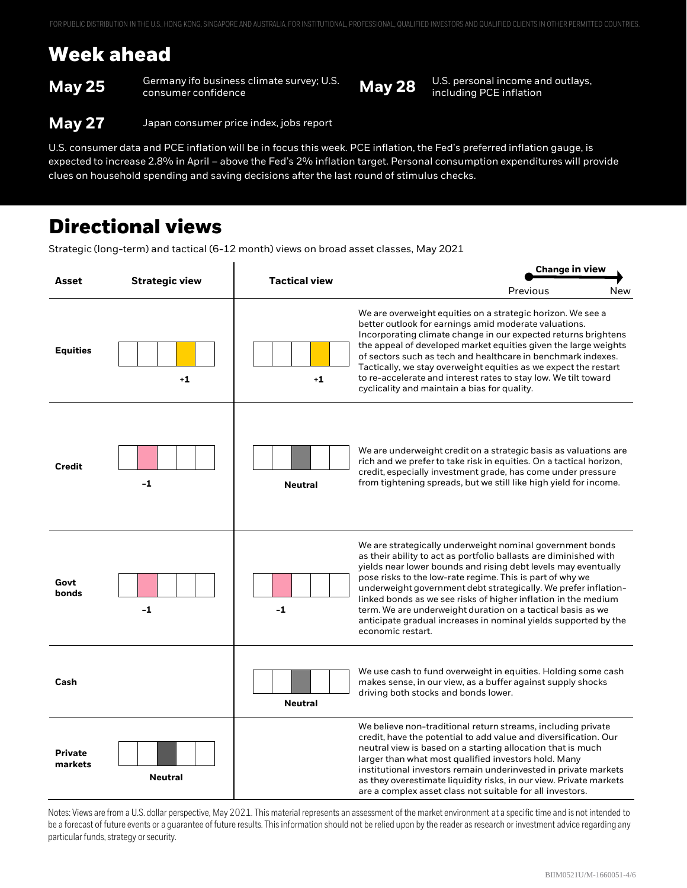# Week ahead

**May 25** Germany ifo business climate survey; U.S. consumer confidence

**May 27** Japan consumer price index, jobs report

**May 28** U.S. personal income and outlays, including PCE inflation

U.S. consumer data and PCE inflation will be in focus this week. PCE inflation, the Fed's preferred inflation gauge, is expected to increase 2.8% in April – above the Fed's 2% inflation target. Personal consumption expenditures will provide clues on household spending and saving decisions after the last round of stimulus checks.

# Directional views

Strategic (long-term) and tactical (6-12 month) views on broad asset classes, May 2021

| Asset | Strategic view | Tactical view | Commentary |
|---|---|---|---|
| **Equities** | +1 | +1 | We are overweight equities on a strategic horizon. We see a better outlook for earnings amid moderate valuations. Incorporating climate change in our expected returns brightens the appeal of developed market equities given the large weights of sectors such as tech and healthcare in benchmark indexes. Tactically, we stay overweight equities as we expect the restart to re-accelerate and interest rates to stay low. We tilt toward cyclicality and maintain a bias for quality. |
| **Credit** | -1 | Neutral | We are underweight credit on a strategic basis as valuations are rich and we prefer to take risk in equities. On a tactical horizon, credit, especially investment grade, has come under pressure from tightening spreads, but we still like high yield for income. |
| **Govt bonds** | -1 | -1 | We are strategically underweight nominal government bonds as their ability to act as portfolio ballasts are diminished with yields near lower bounds and rising debt levels may eventually pose risks to the low-rate regime. This is part of why we underweight government debt strategically. We prefer inflation-linked bonds as we see risks of higher inflation in the medium term. We are underweight duration on a tactical basis as we anticipate gradual increases in nominal yields supported by the economic restart. |
| **Cash** | | Neutral | We use cash to fund overweight in equities. Holding some cash makes sense, in our view, as a buffer against supply shocks driving both stocks and bonds lower. |
| **Private markets** | Neutral | | We believe non-traditional return streams, including private credit, have the potential to add value and diversification. Our neutral view is based on a starting allocation that is much larger than what most qualified investors hold. Many institutional investors remain underinvested in private markets as they overestimate liquidity risks, in our view. Private markets are a complex asset class not suitable for all investors. |

Notes: Views are from a U.S. dollar perspective, May 2021. This material represents an assessment of the market environment at a specific time and is not intended to be a forecast of future events or a guarantee of future results. This information should not be relied upon by the reader as research or investment advice regarding any particular funds, strategy or security.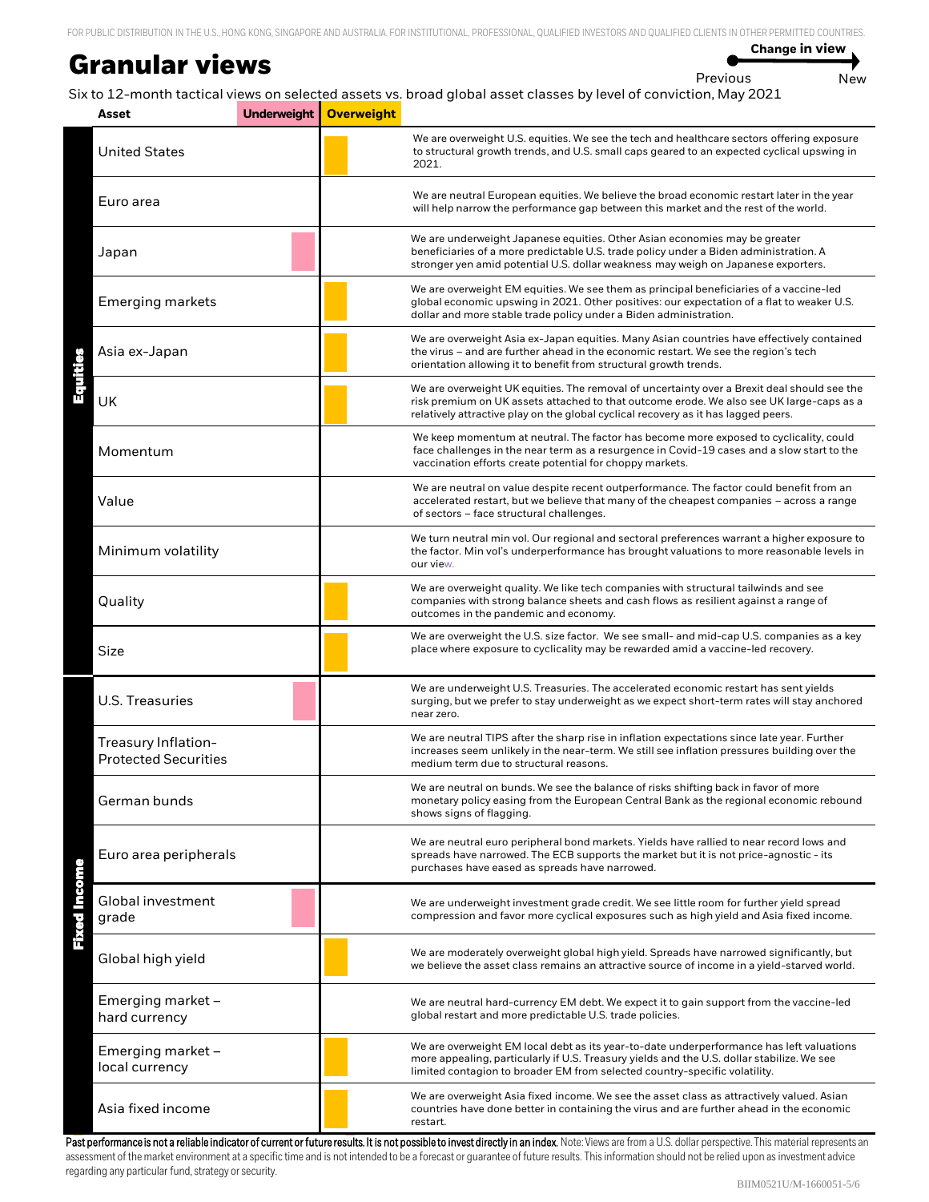FOR PUBLIC DISTRIBUTION IN THE U.S., HONG KONG, SINGAPORE AND AUSTRALIA. FOR INSTITUTIONAL, PROFESSIONAL, QUALIFIED INVESTORS AND QUALIFIED CLIENTS IN OTHER PERMITTED COUNTRIES.

# Granular views

Change in view: Previous → New

Six to 12-month tactical views on selected assets vs. broad global asset classes by level of conviction, May 2021

| | Asset | Underweight | Overweight | |
|---|---|---|---|---|
| Equities | United States | | ■ | We are overweight U.S. equities. We see the tech and healthcare sectors offering exposure to structural growth trends, and U.S. small caps geared to an expected cyclical upswing in 2021. |
| | Euro area | | | We are neutral European equities. We believe the broad economic restart later in the year will help narrow the performance gap between this market and the rest of the world. |
| | Japan | ■ | | We are underweight Japanese equities. Other Asian economies may be greater beneficiaries of a more predictable U.S. trade policy under a Biden administration. A stronger yen amid potential U.S. dollar weakness may weigh on Japanese exporters. |
| | Emerging markets | | ■ | We are overweight EM equities. We see them as principal beneficiaries of a vaccine-led global economic upswing in 2021. Other positives: our expectation of a flat to weaker U.S. dollar and more stable trade policy under a Biden administration. |
| | Asia ex-Japan | | ■ | We are overweight Asia ex-Japan equities. Many Asian countries have effectively contained the virus – and are further ahead in the economic restart. We see the region's tech orientation allowing it to benefit from structural growth trends. |
| | UK | | ■ | We are overweight UK equities. The removal of uncertainty over a Brexit deal should see the risk premium on UK assets attached to that outcome erode. We also see UK large-caps as a relatively attractive play on the global cyclical recovery as it has lagged peers. |
| | Momentum | | | We keep momentum at neutral. The factor has become more exposed to cyclicality, could face challenges in the near term as a resurgence in Covid-19 cases and a slow start to the vaccination efforts create potential for choppy markets. |
| | Value | | | We are neutral on value despite recent outperformance. The factor could benefit from an accelerated restart, but we believe that many of the cheapest companies – across a range of sectors – face structural challenges. |
| | Minimum volatility | | | We turn neutral min vol. Our regional and sectoral preferences warrant a higher exposure to the factor. Min vol's underperformance has brought valuations to more reasonable levels in our view. |
| | Quality | | ■ | We are overweight quality. We like tech companies with structural tailwinds and see companies with strong balance sheets and cash flows as resilient against a range of outcomes in the pandemic and economy. |
| | Size | | ■ | We are overweight the U.S. size factor. We see small- and mid-cap U.S. companies as a key place where exposure to cyclicality may be rewarded amid a vaccine-led recovery. |
| Fixed Income | U.S. Treasuries | ■ | | We are underweight U.S. Treasuries. The accelerated economic restart has sent yields surging, but we prefer to stay underweight as we expect short-term rates will stay anchored near zero. |
| | Treasury Inflation-Protected Securities | | | We are neutral TIPS after the sharp rise in inflation expectations since late year. Further increases seem unlikely in the near-term. We still see inflation pressures building over the medium term due to structural reasons. |
| | German bunds | | | We are neutral on bunds. We see the balance of risks shifting back in favor of more monetary policy easing from the European Central Bank as the regional economic rebound shows signs of flagging. |
| | Euro area peripherals | | | We are neutral euro peripheral bond markets. Yields have rallied to near record lows and spreads have narrowed. The ECB supports the market but it is not price-agnostic - its purchases have eased as spreads have narrowed. |
| | Global investment grade | ■ | | We are underweight investment grade credit. We see little room for further yield spread compression and favor more cyclical exposures such as high yield and Asia fixed income. |
| | Global high yield | | ■ | We are moderately overweight global high yield. Spreads have narrowed significantly, but we believe the asset class remains an attractive source of income in a yield-starved world. |
| | Emerging market – hard currency | | | We are neutral hard-currency EM debt. We expect it to gain support from the vaccine-led global restart and more predictable U.S. trade policies. |
| | Emerging market – local currency | | ■ | We are overweight EM local debt as its year-to-date underperformance has left valuations more appealing, particularly if U.S. Treasury yields and the U.S. dollar stabilize. We see limited contagion to broader EM from selected country-specific volatility. |
| | Asia fixed income | | ■ | We are overweight Asia fixed income. We see the asset class as attractively valued. Asian countries have done better in containing the virus and are further ahead in the economic restart. |

**Past performance is not a reliable indicator of current or future results. It is not possible to invest directly in an index.** Note: Views are from a U.S. dollar perspective. This material represents an assessment of the market environment at a specific time and is not intended to be a forecast or guarantee of future results. This information should not be relied upon as investment advice regarding any particular fund, strategy or security.

BIIM0521U/M-1660051-5/6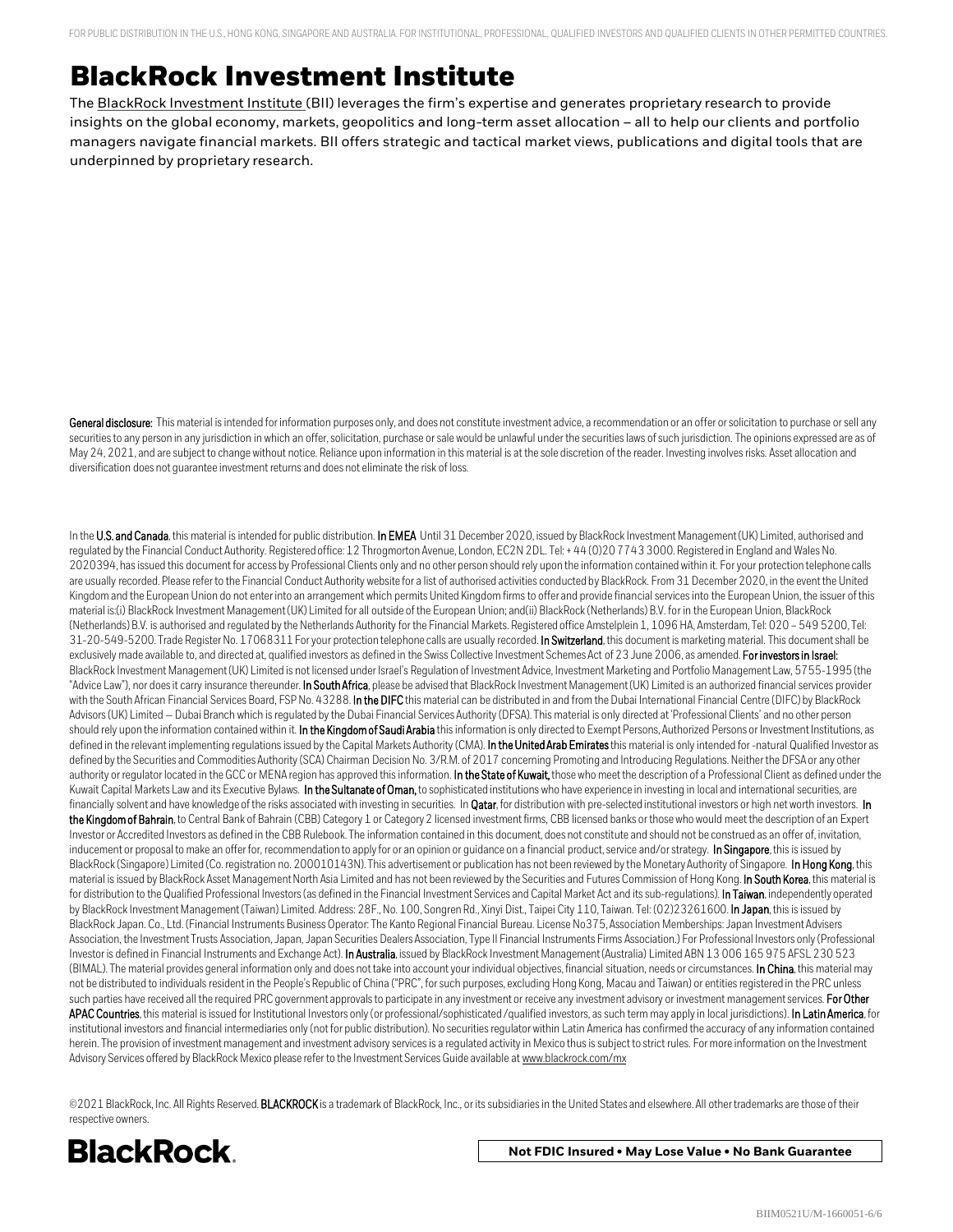FOR PUBLIC DISTRIBUTION IN THE U.S., HONG KONG, SINGAPORE AND AUSTRALIA. FOR INSTITUTIONAL, PROFESSIONAL, QUALIFIED INVESTORS AND QUALIFIED CLIENTS IN OTHER PERMITTED COUNTRIES.

# BlackRock Investment Institute

The BlackRock Investment Institute (BII) leverages the firm's expertise and generates proprietary research to provide insights on the global economy, markets, geopolitics and long-term asset allocation – all to help our clients and portfolio managers navigate financial markets. BII offers strategic and tactical market views, publications and digital tools that are underpinned by proprietary research.

**General disclosure:** This material is intended for information purposes only, and does not constitute investment advice, a recommendation or an offer or solicitation to purchase or sell any securities to any person in any jurisdiction in which an offer, solicitation, purchase or sale would be unlawful under the securities laws of such jurisdiction. The opinions expressed are as of May 24, 2021, and are subject to change without notice. Reliance upon information in this material is at the sole discretion of the reader. Investing involves risks. Asset allocation and diversification does not guarantee investment returns and does not eliminate the risk of loss.

In the **U.S. and Canada**, this material is intended for public distribution. **In EMEA** Until 31 December 2020, issued by BlackRock Investment Management (UK) Limited, authorised and regulated by the Financial Conduct Authority. Registered office: 12 Throgmorton Avenue, London, EC2N 2DL. Tel: + 44 (0)20 7743 3000. Registered in England and Wales No. 2020394, has issued this document for access by Professional Clients only and no other person should rely upon the information contained within it. For your protection telephone calls are usually recorded. Please refer to the Financial Conduct Authority website for a list of authorised activities conducted by BlackRock. From 31 December 2020, in the event the United Kingdom and the European Union do not enter into an arrangement which permits United Kingdom firms to offer and provide financial services into the European Union, the issuer of this material is:(i) BlackRock Investment Management (UK) Limited for all outside of the European Union; and(ii) BlackRock (Netherlands) B.V. for in the European Union, BlackRock (Netherlands) B.V. is authorised and regulated by the Netherlands Authority for the Financial Markets. Registered office Amstelplein 1, 1096 HA, Amsterdam, Tel: 020 – 549 5200, Tel: 31-20-549-5200. Trade Register No. 17068311 For your protection telephone calls are usually recorded. **In Switzerland**, this document is marketing material. This document shall be exclusively made available to, and directed at, qualified investors as defined in the Swiss Collective Investment Schemes Act of 23 June 2006, as amended. **For investors in Israel:** BlackRock Investment Management (UK) Limited is not licensed under Israel's Regulation of Investment Advice, Investment Marketing and Portfolio Management Law, 5755-1995 (the "Advice Law"), nor does it carry insurance thereunder. **In South Africa**, please be advised that BlackRock Investment Management (UK) Limited is an authorized financial services provider with the South African Financial Services Board, FSP No. 43288. **In the DIFC** this material can be distributed in and from the Dubai International Financial Centre (DIFC) by BlackRock Advisors (UK) Limited — Dubai Branch which is regulated by the Dubai Financial Services Authority (DFSA). This material is only directed at 'Professional Clients' and no other person should rely upon the information contained within it. **In the Kingdom of Saudi Arabia** this information is only directed to Exempt Persons, Authorized Persons or Investment Institutions, as defined in the relevant implementing regulations issued by the Capital Markets Authority (CMA). **In the United Arab Emirates** this material is only intended for -natural Qualified Investor as defined by the Securities and Commodities Authority (SCA) Chairman Decision No. 3/R.M. of 2017 concerning Promoting and Introducing Regulations. Neither the DFSA or any other authority or regulator located in the GCC or MENA region has approved this information. **In the State of Kuwait,** those who meet the description of a Professional Client as defined under the Kuwait Capital Markets Law and its Executive Bylaws. **In the Sultanate of Oman,** to sophisticated institutions who have experience in investing in local and international securities, are financially solvent and have knowledge of the risks associated with investing in securities. In **Qatar**, for distribution with pre-selected institutional investors or high net worth investors. **In the Kingdom of Bahrain**, to Central Bank of Bahrain (CBB) Category 1 or Category 2 licensed investment firms, CBB licensed banks or those who would meet the description of an Expert Investor or Accredited Investors as defined in the CBB Rulebook. The information contained in this document, does not constitute and should not be construed as an offer of, invitation, inducement or proposal to make an offer for, recommendation to apply for or an opinion or guidance on a financial product, service and/or strategy. **In Singapore**, this is issued by BlackRock (Singapore) Limited (Co. registration no. 200010143N). This advertisement or publication has not been reviewed by the Monetary Authority of Singapore. **In Hong Kong**, this material is issued by BlackRock Asset Management North Asia Limited and has not been reviewed by the Securities and Futures Commission of Hong Kong. **In South Korea**, this material is for distribution to the Qualified Professional Investors (as defined in the Financial Investment Services and Capital Market Act and its sub-regulations). **In Taiwan**, independently operated by BlackRock Investment Management (Taiwan) Limited. Address: 28F., No. 100, Songren Rd., Xinyi Dist., Taipei City 110, Taiwan. Tel: (02)23261600. **In Japan**, this is issued by BlackRock Japan. Co., Ltd. (Financial Instruments Business Operator: The Kanto Regional Financial Bureau. License No375, Association Memberships: Japan Investment Advisers Association, the Investment Trusts Association, Japan, Japan Securities Dealers Association, Type II Financial Instruments Firms Association.) For Professional Investors only (Professional Investor is defined in Financial Instruments and Exchange Act). **In Australia**, issued by BlackRock Investment Management (Australia) Limited ABN 13 006 165 975 AFSL 230 523 (BIMAL). The material provides general information only and does not take into account your individual objectives, financial situation, needs or circumstances. **In China**, this material may not be distributed to individuals resident in the People's Republic of China ("PRC", for such purposes, excluding Hong Kong, Macau and Taiwan) or entities registered in the PRC unless such parties have received all the required PRC government approvals to participate in any investment or receive any investment advisory or investment management services. **For Other APAC Countries**, this material is issued for Institutional Investors only (or professional/sophisticated /qualified investors, as such term may apply in local jurisdictions). **In Latin America**, for institutional investors and financial intermediaries only (not for public distribution). No securities regulator within Latin America has confirmed the accuracy of any information contained herein. The provision of investment management and investment advisory services is a regulated activity in Mexico thus is subject to strict rules. For more information on the Investment Advisory Services offered by BlackRock Mexico please refer to the Investment Services Guide available at www.blackrock.com/mx

©2021 BlackRock, Inc. All Rights Reserved. **BLACKROCK** is a trademark of BlackRock, Inc., or its subsidiaries in the United States and elsewhere. All other trademarks are those of their respective owners.

**BlackRock.**

**Not FDIC Insured • May Lose Value • No Bank Guarantee**

BIIM0521U/M-1660051-6/6